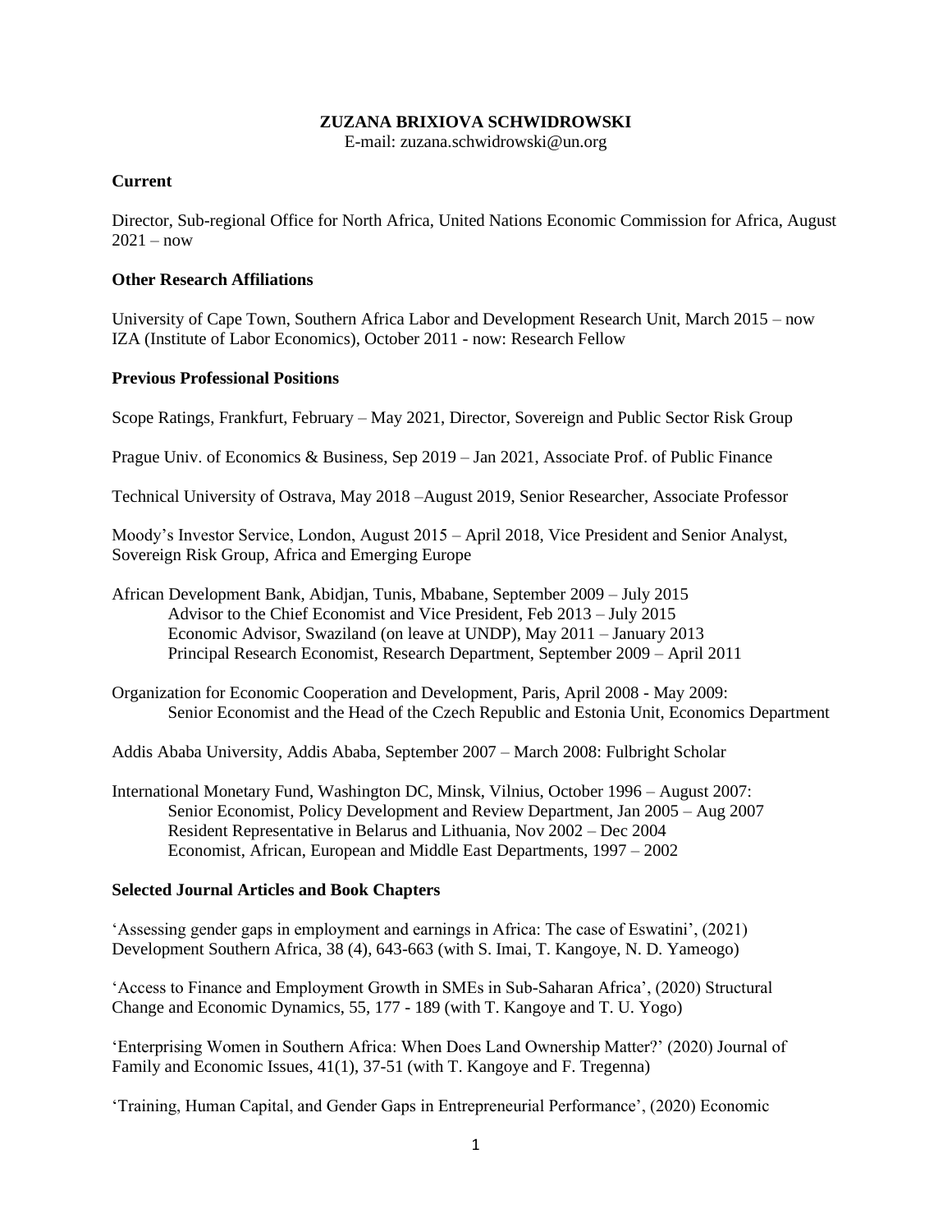# ZUZANA BRIXIOVA SCHWIDROWSKI

E-mail: zuzana.schwidrowski@un.org

## Current

Director, Sub-regional Office for North Africa, United Nations Economic Commission for Africa, August 2021 – now

## Other Research Affiliations

University of Cape Town, Southern Africa Labor and Development Research Unit, March 2015 – now
IZA (Institute of Labor Economics), October 2011 - now: Research Fellow

## Previous Professional Positions

Scope Ratings, Frankfurt, February – May 2021, Director, Sovereign and Public Sector Risk Group

Prague Univ. of Economics & Business, Sep 2019 – Jan 2021, Associate Prof. of Public Finance

Technical University of Ostrava, May 2018 –August 2019, Senior Researcher, Associate Professor

Moody's Investor Service, London, August 2015 – April 2018, Vice President and Senior Analyst, Sovereign Risk Group, Africa and Emerging Europe

African Development Bank, Abidjan, Tunis, Mbabane, September 2009 – July 2015
- Advisor to the Chief Economist and Vice President, Feb 2013 – July 2015
- Economic Advisor, Swaziland (on leave at UNDP), May 2011 – January 2013
- Principal Research Economist, Research Department, September 2009 – April 2011

Organization for Economic Cooperation and Development, Paris, April 2008 - May 2009:
- Senior Economist and the Head of the Czech Republic and Estonia Unit, Economics Department

Addis Ababa University, Addis Ababa, September 2007 – March 2008: Fulbright Scholar

International Monetary Fund, Washington DC, Minsk, Vilnius, October 1996 – August 2007:
- Senior Economist, Policy Development and Review Department, Jan 2005 – Aug 2007
- Resident Representative in Belarus and Lithuania, Nov 2002 – Dec 2004
- Economist, African, European and Middle East Departments, 1997 – 2002

## Selected Journal Articles and Book Chapters

'Assessing gender gaps in employment and earnings in Africa: The case of Eswatini', (2021) Development Southern Africa, 38 (4), 643-663 (with S. Imai, T. Kangoye, N. D. Yameogo)

'Access to Finance and Employment Growth in SMEs in Sub-Saharan Africa', (2020) Structural Change and Economic Dynamics, 55, 177 - 189 (with T. Kangoye and T. U. Yogo)

'Enterprising Women in Southern Africa: When Does Land Ownership Matter?' (2020) Journal of Family and Economic Issues, 41(1), 37-51 (with T. Kangoye and F. Tregenna)

'Training, Human Capital, and Gender Gaps in Entrepreneurial Performance', (2020) Economic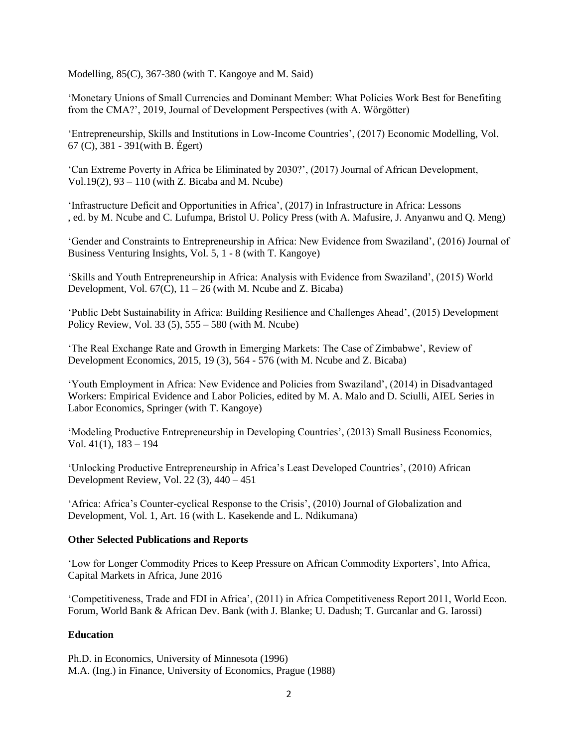Modelling, 85(C), 367-380 (with T. Kangoye and M. Said)

'Monetary Unions of Small Currencies and Dominant Member: What Policies Work Best for Benefiting from the CMA?', 2019, Journal of Development Perspectives (with A. Wörgötter)

'Entrepreneurship, Skills and Institutions in Low-Income Countries', (2017) Economic Modelling, Vol. 67 (C), 381 - 391(with B. Égert)

'Can Extreme Poverty in Africa be Eliminated by 2030?', (2017) Journal of African Development, Vol.19(2), 93 – 110 (with Z. Bicaba and M. Ncube)

'Infrastructure Deficit and Opportunities in Africa', (2017) in Infrastructure in Africa: Lessons , ed. by M. Ncube and C. Lufumpa, Bristol U. Policy Press (with A. Mafusire, J. Anyanwu and Q. Meng)

'Gender and Constraints to Entrepreneurship in Africa: New Evidence from Swaziland', (2016) Journal of Business Venturing Insights, Vol. 5, 1 - 8 (with T. Kangoye)

'Skills and Youth Entrepreneurship in Africa: Analysis with Evidence from Swaziland', (2015) World Development, Vol. 67(C), 11 – 26 (with M. Ncube and Z. Bicaba)

'Public Debt Sustainability in Africa: Building Resilience and Challenges Ahead', (2015) Development Policy Review, Vol. 33 (5), 555 – 580 (with M. Ncube)

'The Real Exchange Rate and Growth in Emerging Markets: The Case of Zimbabwe', Review of Development Economics, 2015, 19 (3), 564 - 576 (with M. Ncube and Z. Bicaba)

'Youth Employment in Africa: New Evidence and Policies from Swaziland', (2014) in Disadvantaged Workers: Empirical Evidence and Labor Policies, edited by M. A. Malo and D. Sciulli, AIEL Series in Labor Economics, Springer (with T. Kangoye)

'Modeling Productive Entrepreneurship in Developing Countries', (2013) Small Business Economics, Vol. 41(1), 183 – 194

'Unlocking Productive Entrepreneurship in Africa's Least Developed Countries', (2010) African Development Review, Vol. 22 (3), 440 – 451

'Africa: Africa's Counter-cyclical Response to the Crisis', (2010) Journal of Globalization and Development, Vol. 1, Art. 16 (with L. Kasekende and L. Ndikumana)

**Other Selected Publications and Reports**

'Low for Longer Commodity Prices to Keep Pressure on African Commodity Exporters', Into Africa, Capital Markets in Africa, June 2016

'Competitiveness, Trade and FDI in Africa', (2011) in Africa Competitiveness Report 2011, World Econ. Forum, World Bank & African Dev. Bank (with J. Blanke; U. Dadush; T. Gurcanlar and G. Iarossi)

**Education**

Ph.D. in Economics, University of Minnesota (1996)
M.A. (Ing.) in Finance, University of Economics, Prague (1988)